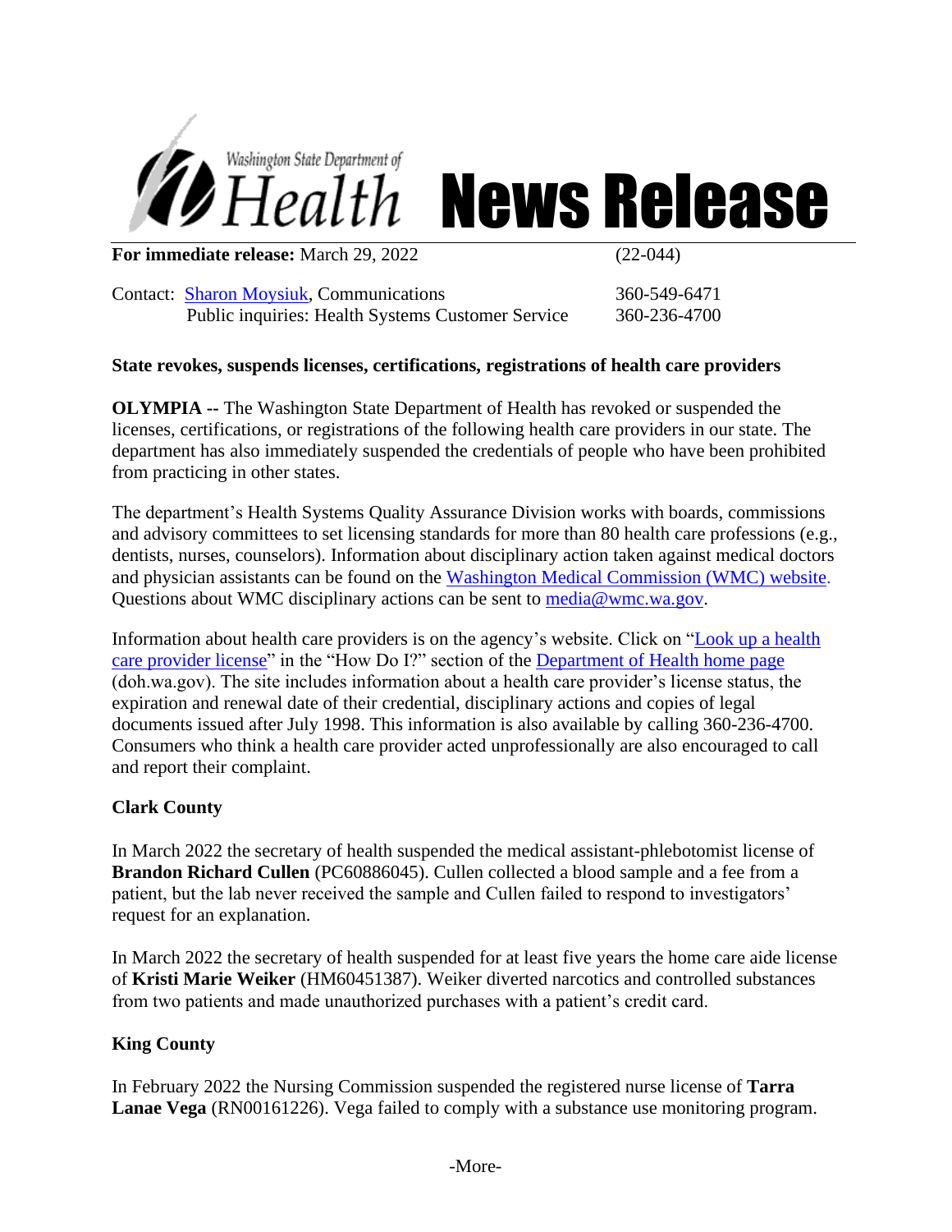Washington State Department of Health

# News Release

**For immediate release:** March 29, 2022 (22-044)

Contact: Sharon Moysiuk, Communications 360-549-6471
Public inquiries: Health Systems Customer Service 360-236-4700

**State revokes, suspends licenses, certifications, registrations of health care providers**

**OLYMPIA --** The Washington State Department of Health has revoked or suspended the licenses, certifications, or registrations of the following health care providers in our state. The department has also immediately suspended the credentials of people who have been prohibited from practicing in other states.

The department's Health Systems Quality Assurance Division works with boards, commissions and advisory committees to set licensing standards for more than 80 health care professions (e.g., dentists, nurses, counselors). Information about disciplinary action taken against medical doctors and physician assistants can be found on the Washington Medical Commission (WMC) website. Questions about WMC disciplinary actions can be sent to media@wmc.wa.gov.

Information about health care providers is on the agency's website. Click on "Look up a health care provider license" in the "How Do I?" section of the Department of Health home page (doh.wa.gov). The site includes information about a health care provider's license status, the expiration and renewal date of their credential, disciplinary actions and copies of legal documents issued after July 1998. This information is also available by calling 360-236-4700. Consumers who think a health care provider acted unprofessionally are also encouraged to call and report their complaint.

**Clark County**

In March 2022 the secretary of health suspended the medical assistant-phlebotomist license of **Brandon Richard Cullen** (PC60886045). Cullen collected a blood sample and a fee from a patient, but the lab never received the sample and Cullen failed to respond to investigators' request for an explanation.

In March 2022 the secretary of health suspended for at least five years the home care aide license of **Kristi Marie Weiker** (HM60451387). Weiker diverted narcotics and controlled substances from two patients and made unauthorized purchases with a patient's credit card.

**King County**

In February 2022 the Nursing Commission suspended the registered nurse license of **Tarra Lanae Vega** (RN00161226). Vega failed to comply with a substance use monitoring program.

-More-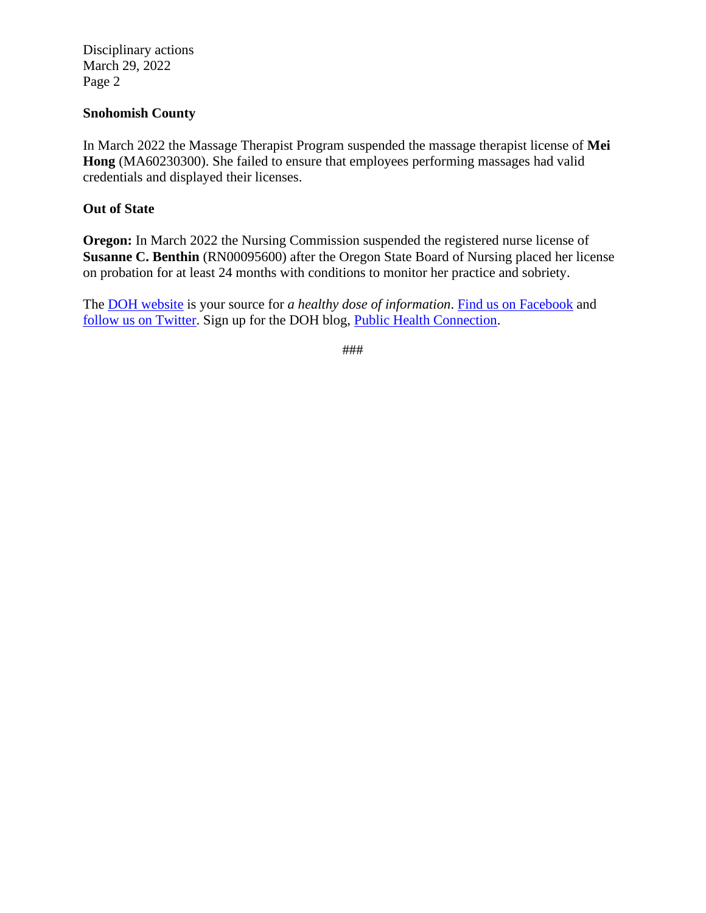## Snohomish County

In March 2022 the Massage Therapist Program suspended the massage therapist license of **Mei Hong** (MA60230300). She failed to ensure that employees performing massages had valid credentials and displayed their licenses.

## Out of State

**Oregon:** In March 2022 the Nursing Commission suspended the registered nurse license of **Susanne C. Benthin** (RN00095600) after the Oregon State Board of Nursing placed her license on probation for at least 24 months with conditions to monitor her practice and sobriety.

The DOH website is your source for *a healthy dose of information*. Find us on Facebook and follow us on Twitter. Sign up for the DOH blog, Public Health Connection.

###